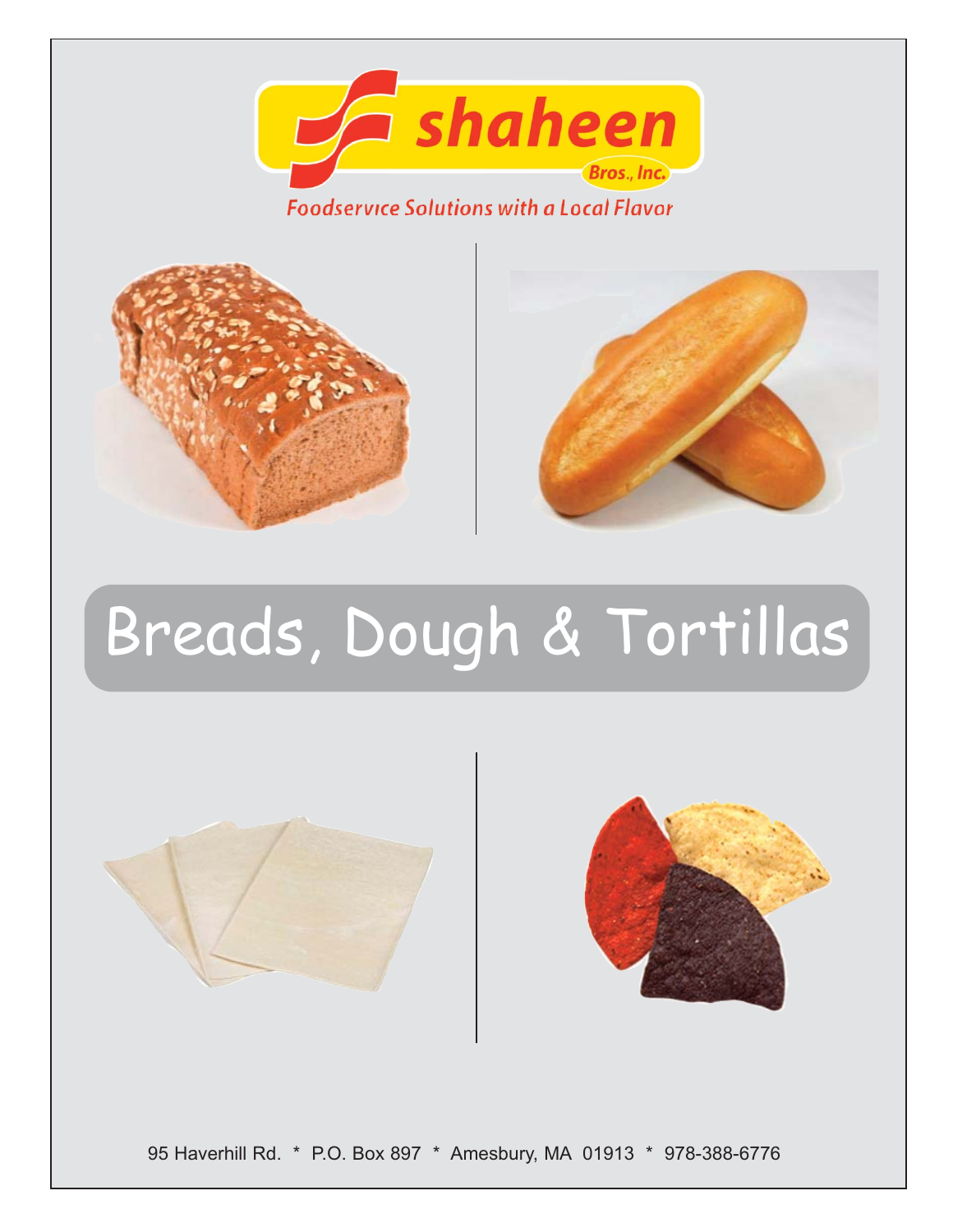shaheen Bros., Inc.

Foodservice Solutions with a Local Flavor

# Breads, Dough & Tortillas

95 Haverhill Rd. * P.O. Box 897 * Amesbury, MA 01913 * 978-388-6776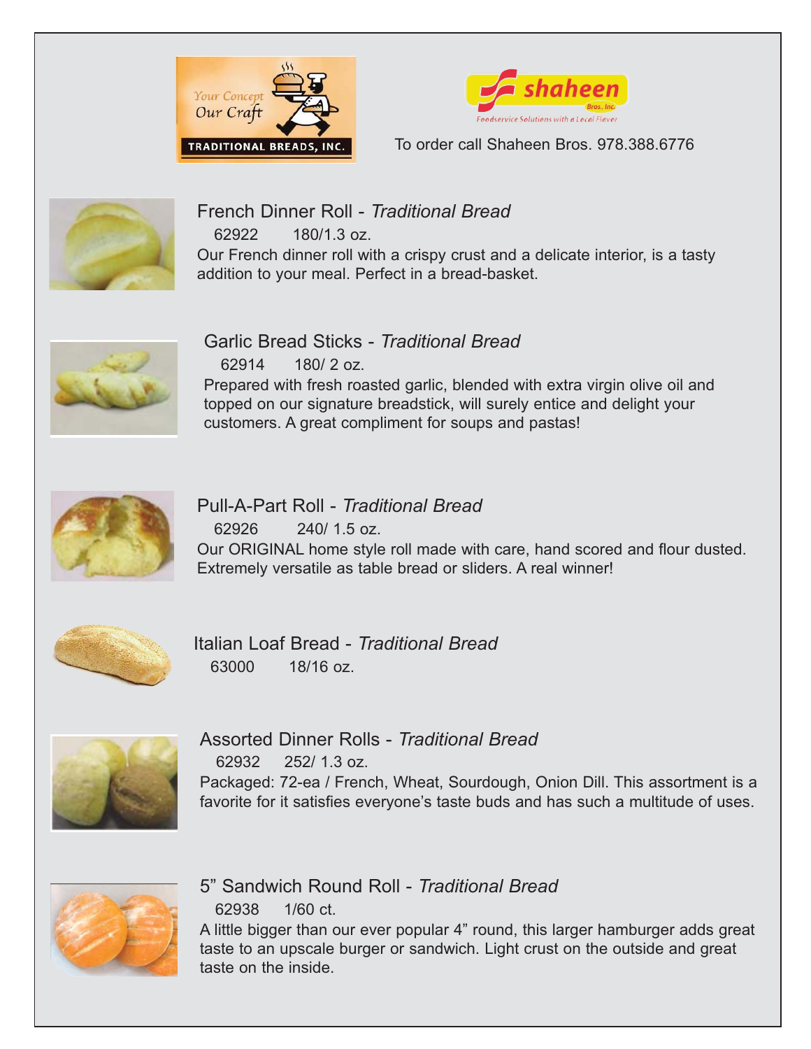Your Concept Our Craft

TRADITIONAL BREADS, INC.

shaheen Bros. Inc. Foodservice Solutions with a Local Flavor

To order call Shaheen Bros. 978.388.6776

## French Dinner Roll - *Traditional Bread*

62922 180/1.3 oz.

Our French dinner roll with a crispy crust and a delicate interior, is a tasty addition to your meal. Perfect in a bread-basket.

## Garlic Bread Sticks - *Traditional Bread*

62914 180/ 2 oz.

Prepared with fresh roasted garlic, blended with extra virgin olive oil and topped on our signature breadstick, will surely entice and delight your customers. A great compliment for soups and pastas!

## Pull-A-Part Roll - *Traditional Bread*

62926 240/ 1.5 oz.

Our ORIGINAL home style roll made with care, hand scored and flour dusted. Extremely versatile as table bread or sliders. A real winner!

## Italian Loaf Bread - *Traditional Bread*

63000 18/16 oz.

## Assorted Dinner Rolls - *Traditional Bread*

62932 252/ 1.3 oz.

Packaged: 72-ea / French, Wheat, Sourdough, Onion Dill. This assortment is a favorite for it satisfies everyone's taste buds and has such a multitude of uses.

## 5" Sandwich Round Roll - *Traditional Bread*

62938 1/60 ct.

A little bigger than our ever popular 4" round, this larger hamburger adds great taste to an upscale burger or sandwich. Light crust on the outside and great taste on the inside.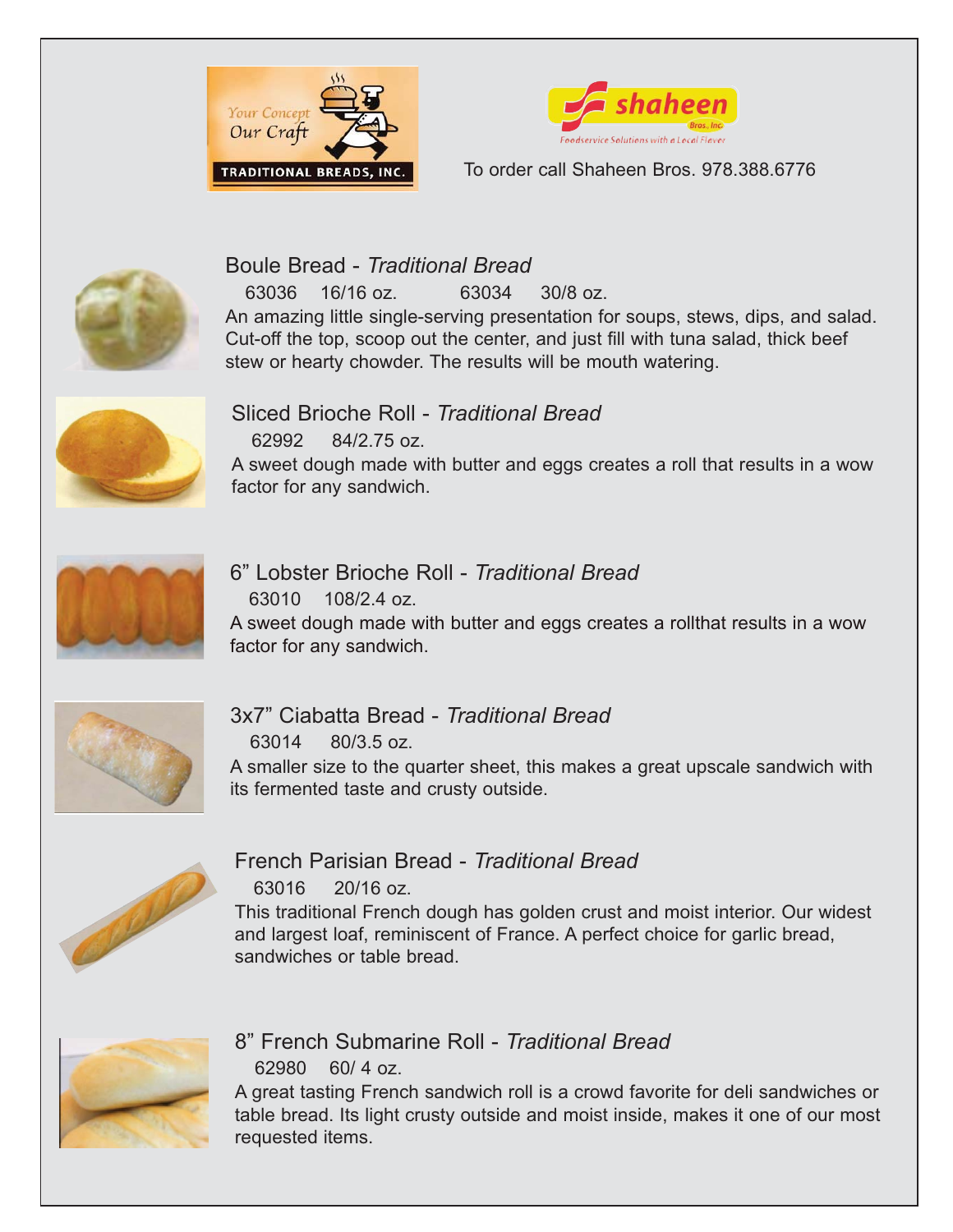TRADITIONAL BREADS, INC.

Your Concept Our Craft

shaheen Bros. Inc.

Foodservice Solutions with a Local Flavor

To order call Shaheen Bros. 978.388.6776

## Boule Bread - *Traditional Bread*

63036 16/16 oz. 63034 30/8 oz.

An amazing little single-serving presentation for soups, stews, dips, and salad. Cut-off the top, scoop out the center, and just fill with tuna salad, thick beef stew or hearty chowder. The results will be mouth watering.

## Sliced Brioche Roll - *Traditional Bread*

62992 84/2.75 oz.

A sweet dough made with butter and eggs creates a roll that results in a wow factor for any sandwich.

## 6" Lobster Brioche Roll - *Traditional Bread*

63010 108/2.4 oz.

A sweet dough made with butter and eggs creates a rollthat results in a wow factor for any sandwich.

## 3x7" Ciabatta Bread - *Traditional Bread*

63014 80/3.5 oz.

A smaller size to the quarter sheet, this makes a great upscale sandwich with its fermented taste and crusty outside.

## French Parisian Bread - *Traditional Bread*

63016 20/16 oz.

This traditional French dough has golden crust and moist interior. Our widest and largest loaf, reminiscent of France. A perfect choice for garlic bread, sandwiches or table bread.

## 8" French Submarine Roll - *Traditional Bread*

62980 60/ 4 oz.

A great tasting French sandwich roll is a crowd favorite for deli sandwiches or table bread. Its light crusty outside and moist inside, makes it one of our most requested items.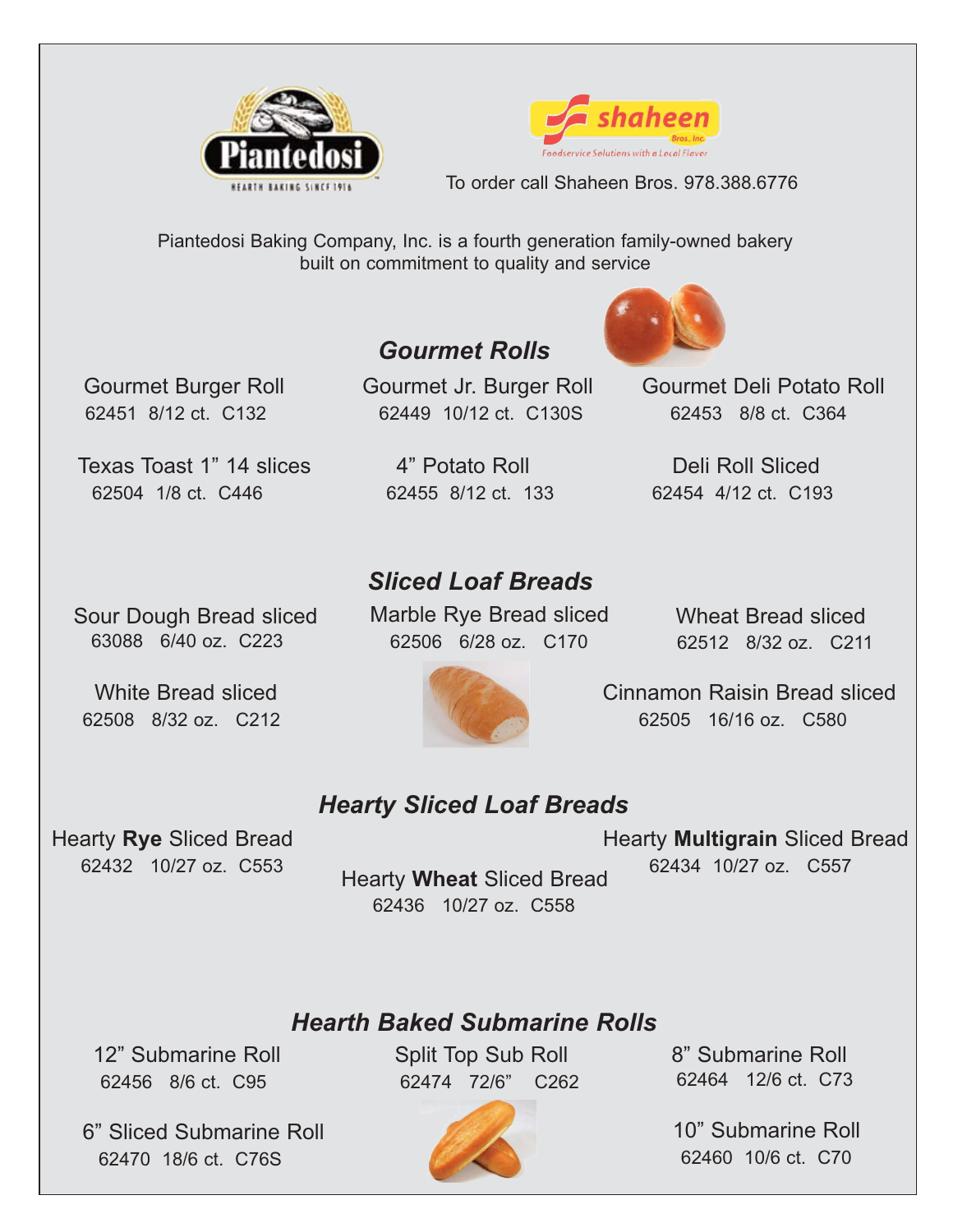Piantedosi
HEARTH BAKING SINCE 1916

shaheen Bros., Inc.
Foodservice Solutions with a Local Flavor

To order call Shaheen Bros. 978.388.6776

Piantedosi Baking Company, Inc. is a fourth generation family-owned bakery built on commitment to quality and service

## *Gourmet Rolls*

Gourmet Burger Roll
62451 8/12 ct. C132

Gourmet Jr. Burger Roll
62449 10/12 ct. C130S

Gourmet Deli Potato Roll
62453 8/8 ct. C364

Texas Toast 1" 14 slices
62504 1/8 ct. C446

4" Potato Roll
62455 8/12 ct. 133

Deli Roll Sliced
62454 4/12 ct. C193

## *Sliced Loaf Breads*

Sour Dough Bread sliced
63088 6/40 oz. C223

Marble Rye Bread sliced
62506 6/28 oz. C170

Wheat Bread sliced
62512 8/32 oz. C211

White Bread sliced
62508 8/32 oz. C212

Cinnamon Raisin Bread sliced
62505 16/16 oz. C580

## *Hearty Sliced Loaf Breads*

Hearty **Rye** Sliced Bread
62432 10/27 oz. C553

Hearty **Wheat** Sliced Bread
62436 10/27 oz. C558

Hearty **Multigrain** Sliced Bread
62434 10/27 oz. C557

## *Hearth Baked Submarine Rolls*

12" Submarine Roll
62456 8/6 ct. C95

Split Top Sub Roll
62474 72/6" C262

8" Submarine Roll
62464 12/6 ct. C73

6" Sliced Submarine Roll
62470 18/6 ct. C76S

10" Submarine Roll
62460 10/6 ct. C70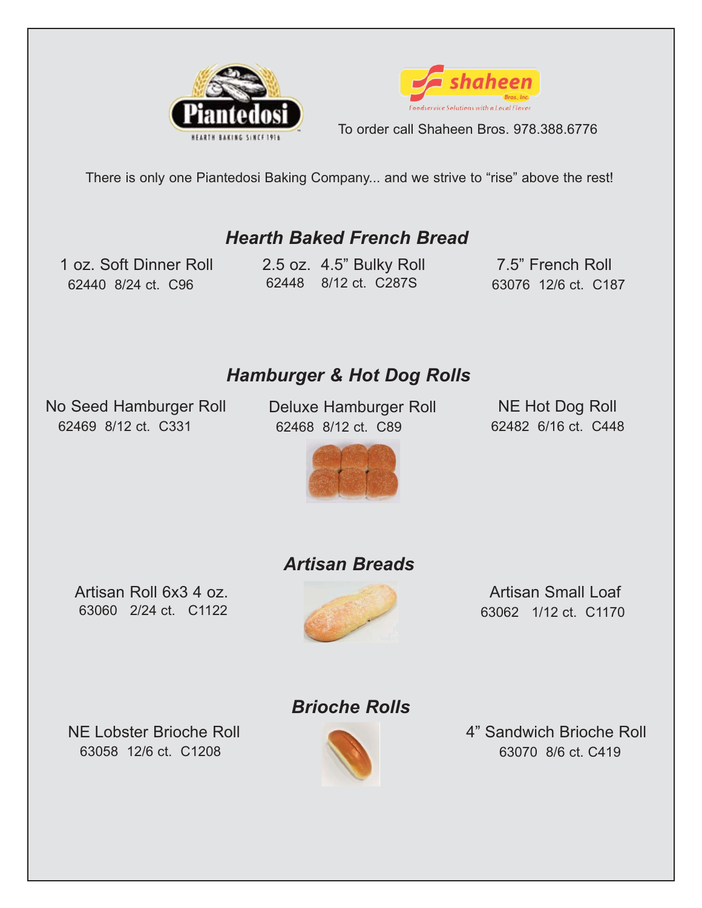Piantedosi

HEARTH BAKING SINCE 1916

shaheen Bros., Inc.

Foodservice Solutions with a Local Flavor

To order call Shaheen Bros. 978.388.6776

There is only one Piantedosi Baking Company... and we strive to "rise" above the rest!

## *Hearth Baked French Bread*

1 oz. Soft Dinner Roll
62440 8/24 ct. C96

2.5 oz. 4.5" Bulky Roll
62448 8/12 ct. C287S

7.5" French Roll
63076 12/6 ct. C187

## *Hamburger & Hot Dog Rolls*

No Seed Hamburger Roll
62469 8/12 ct. C331

Deluxe Hamburger Roll
62468 8/12 ct. C89

NE Hot Dog Roll
62482 6/16 ct. C448

## *Artisan Breads*

Artisan Roll 6x3 4 oz.
63060 2/24 ct. C1122

Artisan Small Loaf
63062 1/12 ct. C1170

## *Brioche Rolls*

NE Lobster Brioche Roll
63058 12/6 ct. C1208

4" Sandwich Brioche Roll
63070 8/6 ct. C419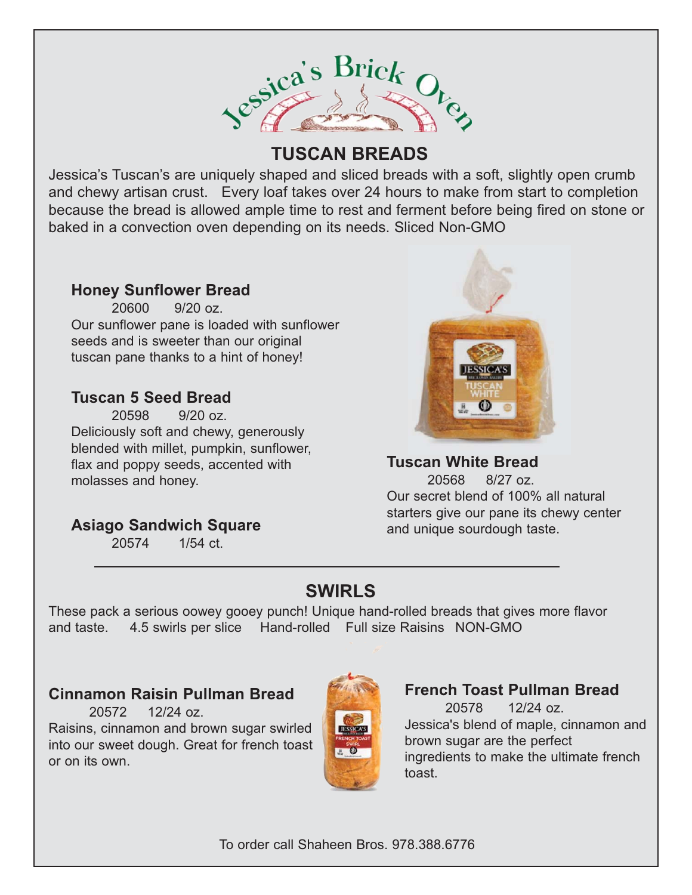# Jessica's Brick Oven

## TUSCAN BREADS

Jessica's Tuscan's are uniquely shaped and sliced breads with a soft, slightly open crumb and chewy artisan crust. Every loaf takes over 24 hours to make from start to completion because the bread is allowed ample time to rest and ferment before being fired on stone or baked in a convection oven depending on its needs. Sliced Non-GMO

### Honey Sunflower Bread

20600 9/20 oz.

Our sunflower pane is loaded with sunflower seeds and is sweeter than our original tuscan pane thanks to a hint of honey!

### Tuscan 5 Seed Bread

20598 9/20 oz.

Deliciously soft and chewy, generously blended with millet, pumpkin, sunflower, flax and poppy seeds, accented with molasses and honey.

### Asiago Sandwich Square

20574 1/54 ct.

### Tuscan White Bread

20568 8/27 oz.

Our secret blend of 100% all natural starters give our pane its chewy center and unique sourdough taste.

---

## SWIRLS

These pack a serious oowey gooey punch! Unique hand-rolled breads that gives more flavor and taste. 4.5 swirls per slice Hand-rolled Full size Raisins NON-GMO

### Cinnamon Raisin Pullman Bread

20572 12/24 oz.

Raisins, cinnamon and brown sugar swirled into our sweet dough. Great for french toast or on its own.

### French Toast Pullman Bread

20578 12/24 oz.

Jessica's blend of maple, cinnamon and brown sugar are the perfect ingredients to make the ultimate french toast.

To order call Shaheen Bros. 978.388.6776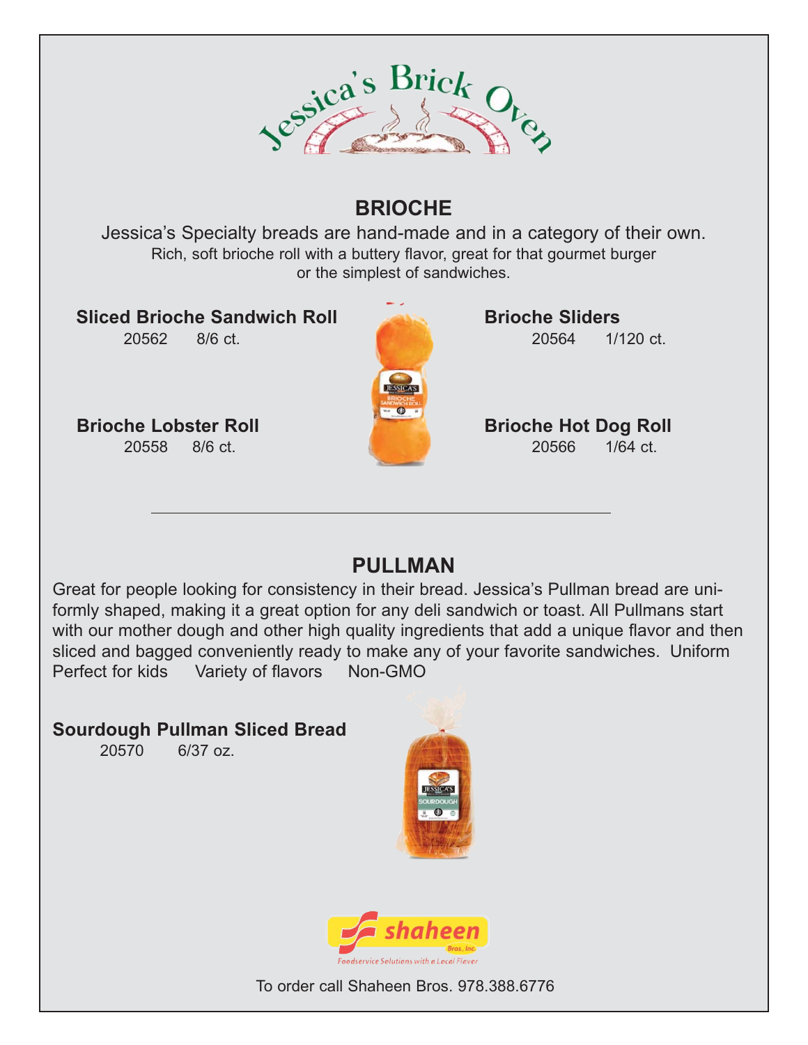# Jessica's Brick Oven

## BRIOCHE

Jessica's Specialty breads are hand-made and in a category of their own.
Rich, soft brioche roll with a buttery flavor, great for that gourmet burger or the simplest of sandwiches.

**Sliced Brioche Sandwich Roll**
20562 8/6 ct.

**Brioche Lobster Roll**
20558 8/6 ct.

**Brioche Sliders**
20564 1/120 ct.

**Brioche Hot Dog Roll**
20566 1/64 ct.

---

## PULLMAN

Great for people looking for consistency in their bread. Jessica's Pullman bread are uniformly shaped, making it a great option for any deli sandwich or toast. All Pullmans start with our mother dough and other high quality ingredients that add a unique flavor and then sliced and bagged conveniently ready to make any of your favorite sandwiches. Uniform
Perfect for kids Variety of flavors Non-GMO

**Sourdough Pullman Sliced Bread**
20570 6/37 oz.

shaheen Bros., Inc.
Foodservice Solutions with a Local Flavor

To order call Shaheen Bros. 978.388.6776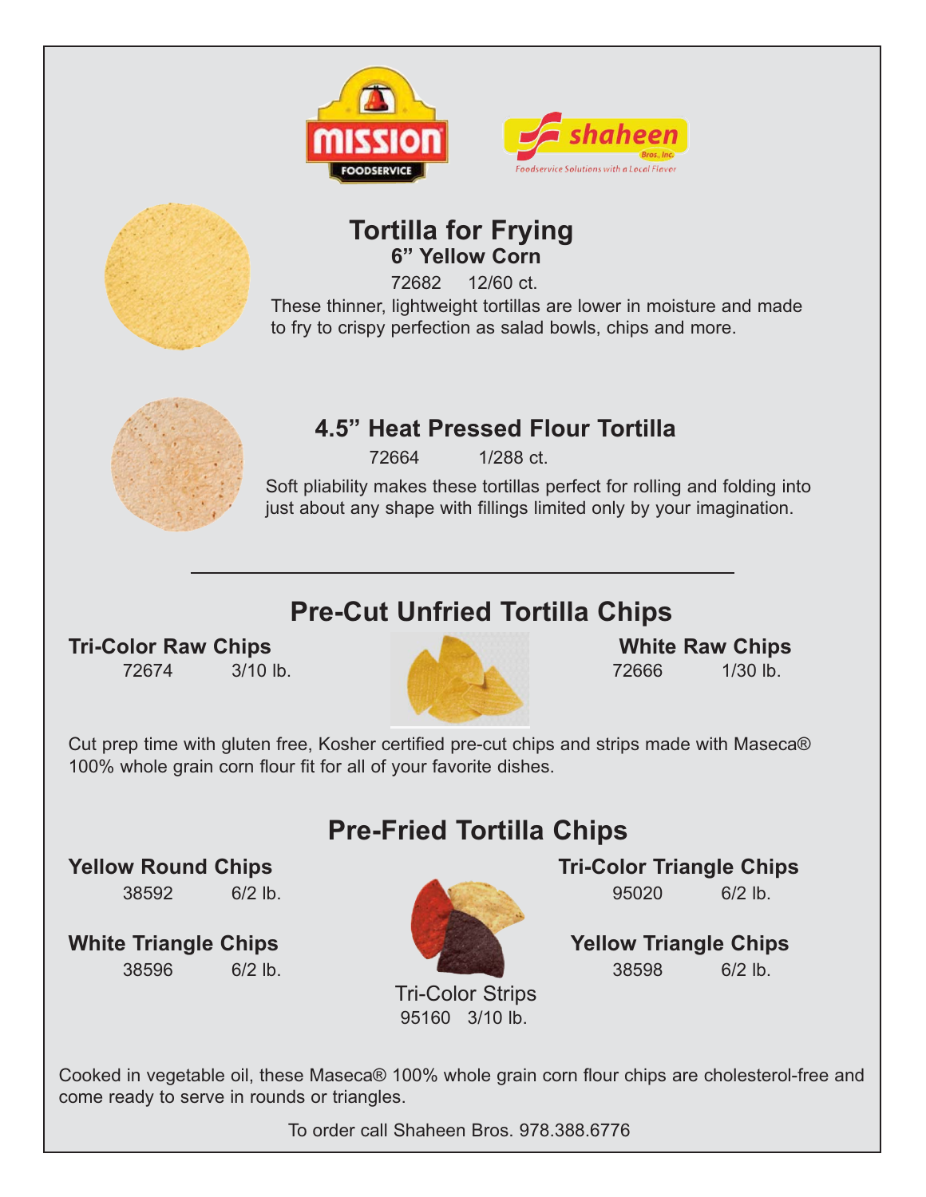## Tortilla for Frying

### 6" Yellow Corn

72682 12/60 ct.

These thinner, lightweight tortillas are lower in moisture and made to fry to crispy perfection as salad bowls, chips and more.

## 4.5" Heat Pressed Flour Tortilla

72664 1/288 ct.

Soft pliability makes these tortillas perfect for rolling and folding into just about any shape with fillings limited only by your imagination.

---

## Pre-Cut Unfried Tortilla Chips

**Tri-Color Raw Chips**
72674 3/10 lb.

**White Raw Chips**
72666 1/30 lb.

Cut prep time with gluten free, Kosher certified pre-cut chips and strips made with Maseca® 100% whole grain corn flour fit for all of your favorite dishes.

## Pre-Fried Tortilla Chips

**Yellow Round Chips**
38592 6/2 lb.

**White Triangle Chips**
38596 6/2 lb.

**Tri-Color Triangle Chips**
95020 6/2 lb.

**Yellow Triangle Chips**
38598 6/2 lb.

Tri-Color Strips
95160 3/10 lb.

Cooked in vegetable oil, these Maseca® 100% whole grain corn flour chips are cholesterol-free and come ready to serve in rounds or triangles.

To order call Shaheen Bros. 978.388.6776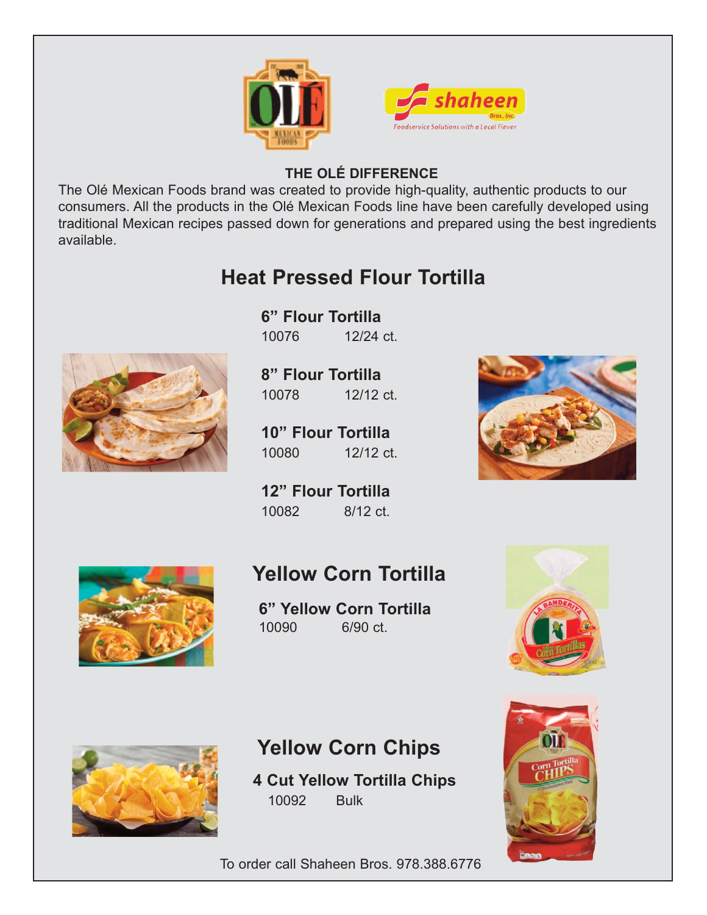### THE OLÉ DIFFERENCE

The Olé Mexican Foods brand was created to provide high-quality, authentic products to our consumers. All the products in the Olé Mexican Foods line have been carefully developed using traditional Mexican recipes passed down for generations and prepared using the best ingredients available.

## Heat Pressed Flour Tortilla

**6" Flour Tortilla**
10076 12/24 ct.

**8" Flour Tortilla**
10078 12/12 ct.

**10" Flour Tortilla**
10080 12/12 ct.

**12" Flour Tortilla**
10082 8/12 ct.

## Yellow Corn Tortilla

**6" Yellow Corn Tortilla**
10090 6/90 ct.

## Yellow Corn Chips

**4 Cut Yellow Tortilla Chips**
10092 Bulk

To order call Shaheen Bros. 978.388.6776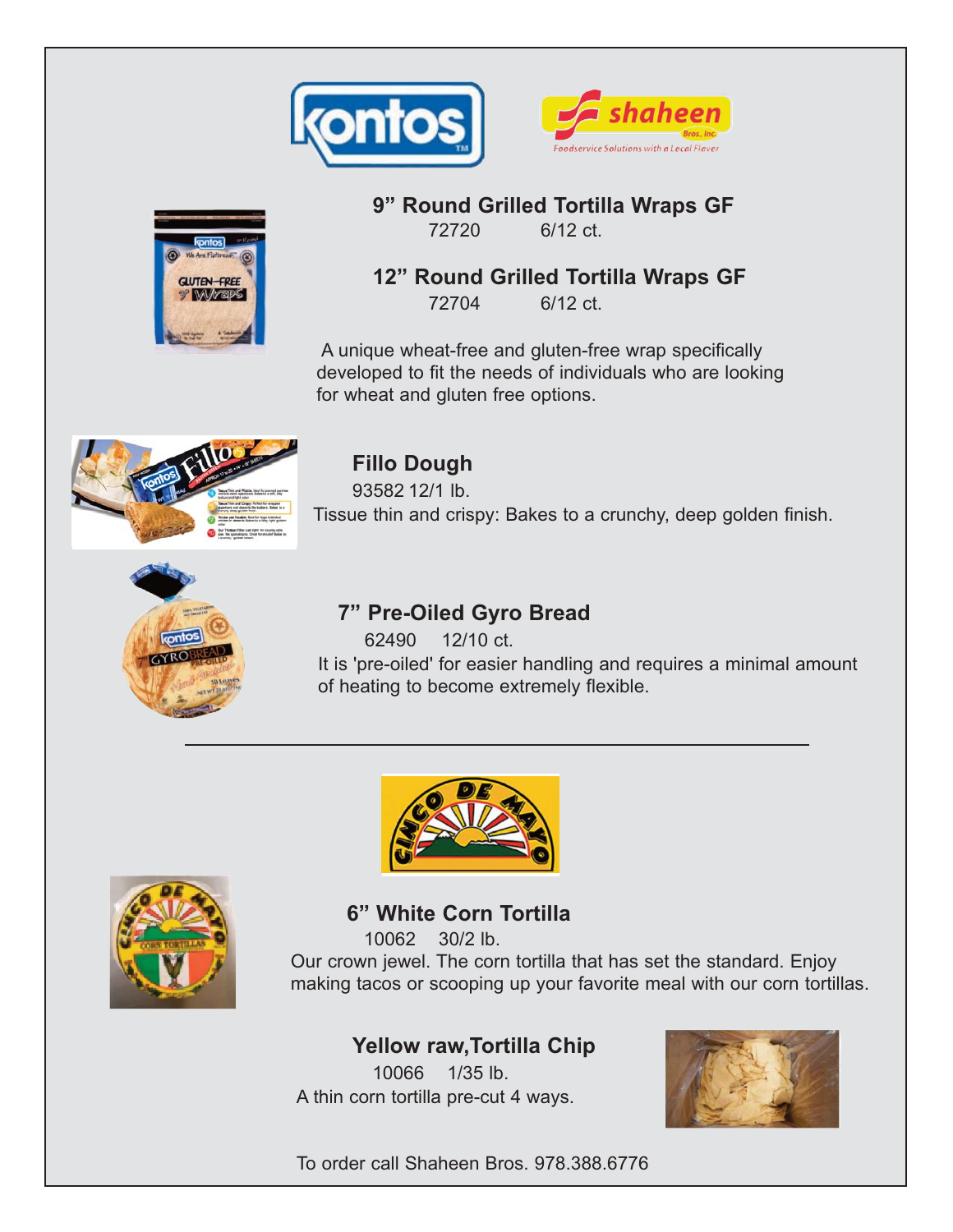### 9" Round Grilled Tortilla Wraps GF

72720 6/12 ct.

### 12" Round Grilled Tortilla Wraps GF

72704 6/12 ct.

A unique wheat-free and gluten-free wrap specifically developed to fit the needs of individuals who are looking for wheat and gluten free options.

### Fillo Dough

93582 12/1 lb.

Tissue thin and crispy: Bakes to a crunchy, deep golden finish.

### 7" Pre-Oiled Gyro Bread

62490 12/10 ct.

It is 'pre-oiled' for easier handling and requires a minimal amount of heating to become extremely flexible.

---

### 6" White Corn Tortilla

10062 30/2 lb.

Our crown jewel. The corn tortilla that has set the standard. Enjoy making tacos or scooping up your favorite meal with our corn tortillas.

### Yellow raw,Tortilla Chip

10066 1/35 lb.

A thin corn tortilla pre-cut 4 ways.

To order call Shaheen Bros. 978.388.6776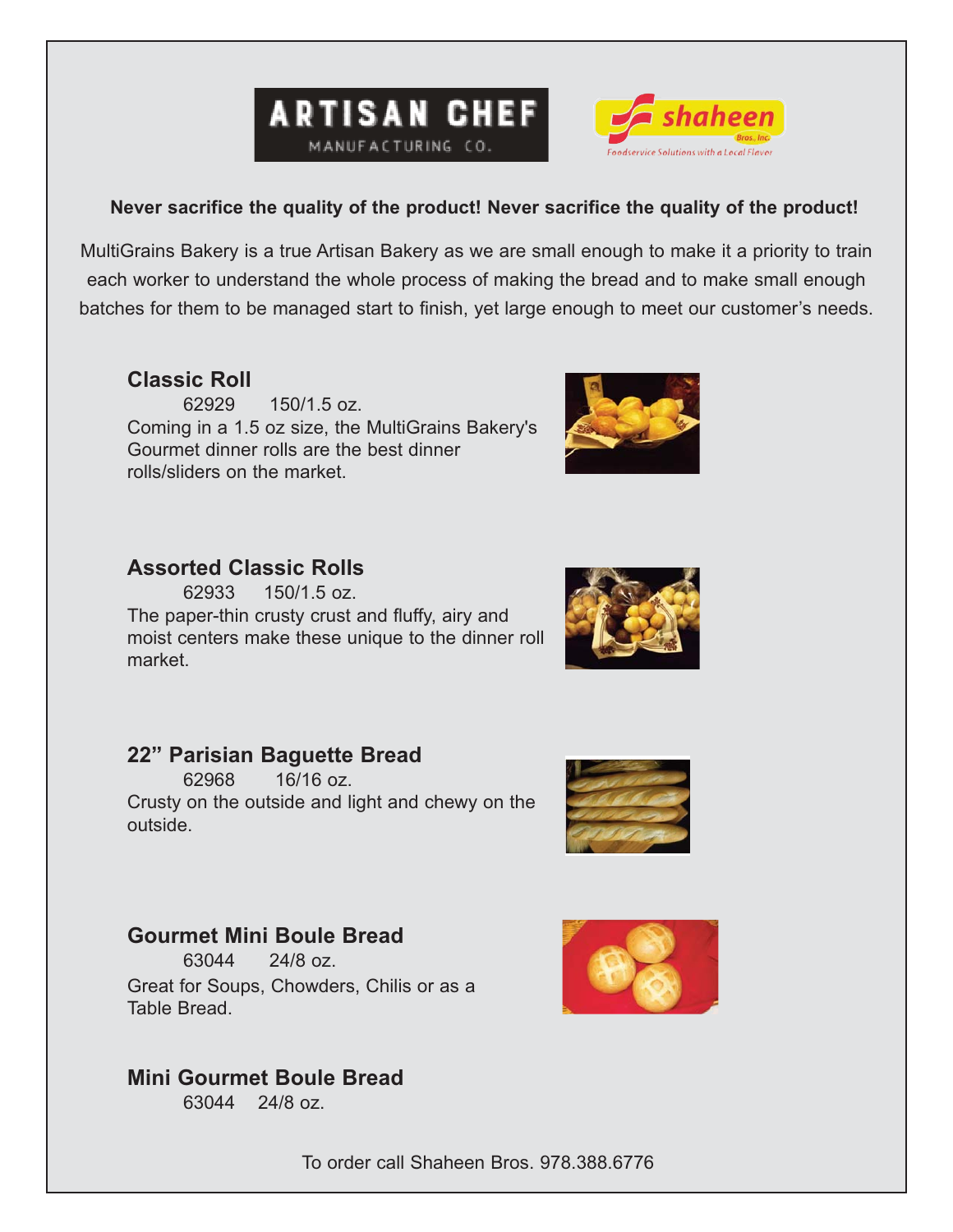ARTISAN CHEF
MANUFACTURING CO.

shaheen
Bros., Inc.
Foodservice Solutions with a Local Flavor

**Never sacrifice the quality of the product! Never sacrifice the quality of the product!**

MultiGrains Bakery is a true Artisan Bakery as we are small enough to make it a priority to train each worker to understand the whole process of making the bread and to make small enough batches for them to be managed start to finish, yet large enough to meet our customer's needs.

## Classic Roll

62929 150/1.5 oz.

Coming in a 1.5 oz size, the MultiGrains Bakery's Gourmet dinner rolls are the best dinner rolls/sliders on the market.

## Assorted Classic Rolls

62933 150/1.5 oz.

The paper-thin crusty crust and fluffy, airy and moist centers make these unique to the dinner roll market.

## 22" Parisian Baguette Bread

62968 16/16 oz.

Crusty on the outside and light and chewy on the outside.

## Gourmet Mini Boule Bread

63044 24/8 oz.

Great for Soups, Chowders, Chilis or as a Table Bread.

## Mini Gourmet Boule Bread

63044 24/8 oz.

To order call Shaheen Bros. 978.388.6776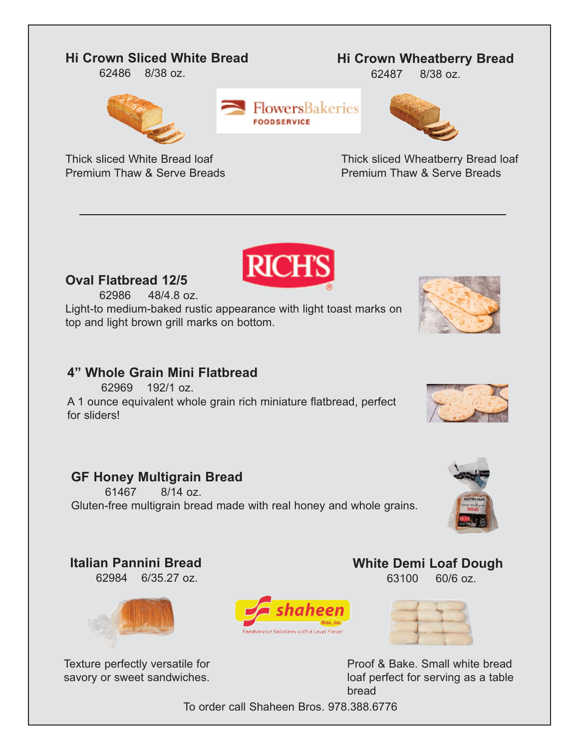## Hi Crown Sliced White Bread

62486 8/38 oz.

Thick sliced White Bread loaf
Premium Thaw & Serve Breads

## Hi Crown Wheatberry Bread

62487 8/38 oz.

Thick sliced Wheatberry Bread loaf
Premium Thaw & Serve Breads

FlowersBakeries FOODSERVICE

---

RICH'S

## Oval Flatbread 12/5

62986 48/4.8 oz.

Light-to medium-baked rustic appearance with light toast marks on top and light brown grill marks on bottom.

## 4" Whole Grain Mini Flatbread

62969 192/1 oz.

A 1 ounce equivalent whole grain rich miniature flatbread, perfect for sliders!

## GF Honey Multigrain Bread

61467 8/14 oz.

Gluten-free multigrain bread made with real honey and whole grains.

## Italian Pannini Bread

62984 6/35.27 oz.

Texture perfectly versatile for savory or sweet sandwiches.

## White Demi Loaf Dough

63100 60/6 oz.

Proof & Bake. Small white bread loaf perfect for serving as a table bread

shaheen Bros., Inc. Foodservice Solutions with a Local Flavor

To order call Shaheen Bros. 978.388.6776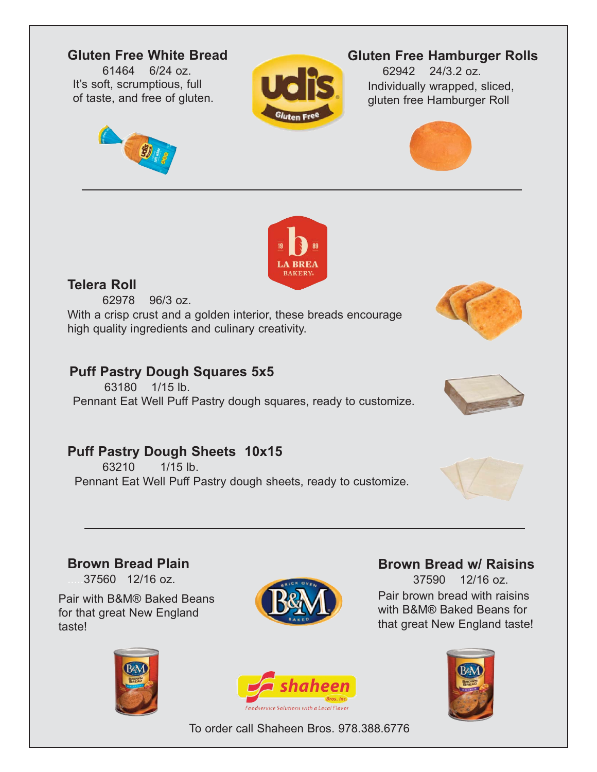## Gluten Free White Bread

61464 6/24 oz.

It's soft, scrumptious, full of taste, and free of gluten.

## Gluten Free Hamburger Rolls

62942 24/3.2 oz.

Individually wrapped, sliced, gluten free Hamburger Roll

---

## Telera Roll

62978 96/3 oz.

With a crisp crust and a golden interior, these breads encourage high quality ingredients and culinary creativity.

## Puff Pastry Dough Squares 5x5

63180 1/15 lb.

Pennant Eat Well Puff Pastry dough squares, ready to customize.

## Puff Pastry Dough Sheets 10x15

63210 1/15 lb.

Pennant Eat Well Puff Pastry dough sheets, ready to customize.

---

## Brown Bread Plain

37560 12/16 oz.

Pair with B&M® Baked Beans for that great New England taste!

## Brown Bread w/ Raisins

37590 12/16 oz.

Pair brown bread with raisins with B&M® Baked Beans for that great New England taste!

To order call Shaheen Bros. 978.388.6776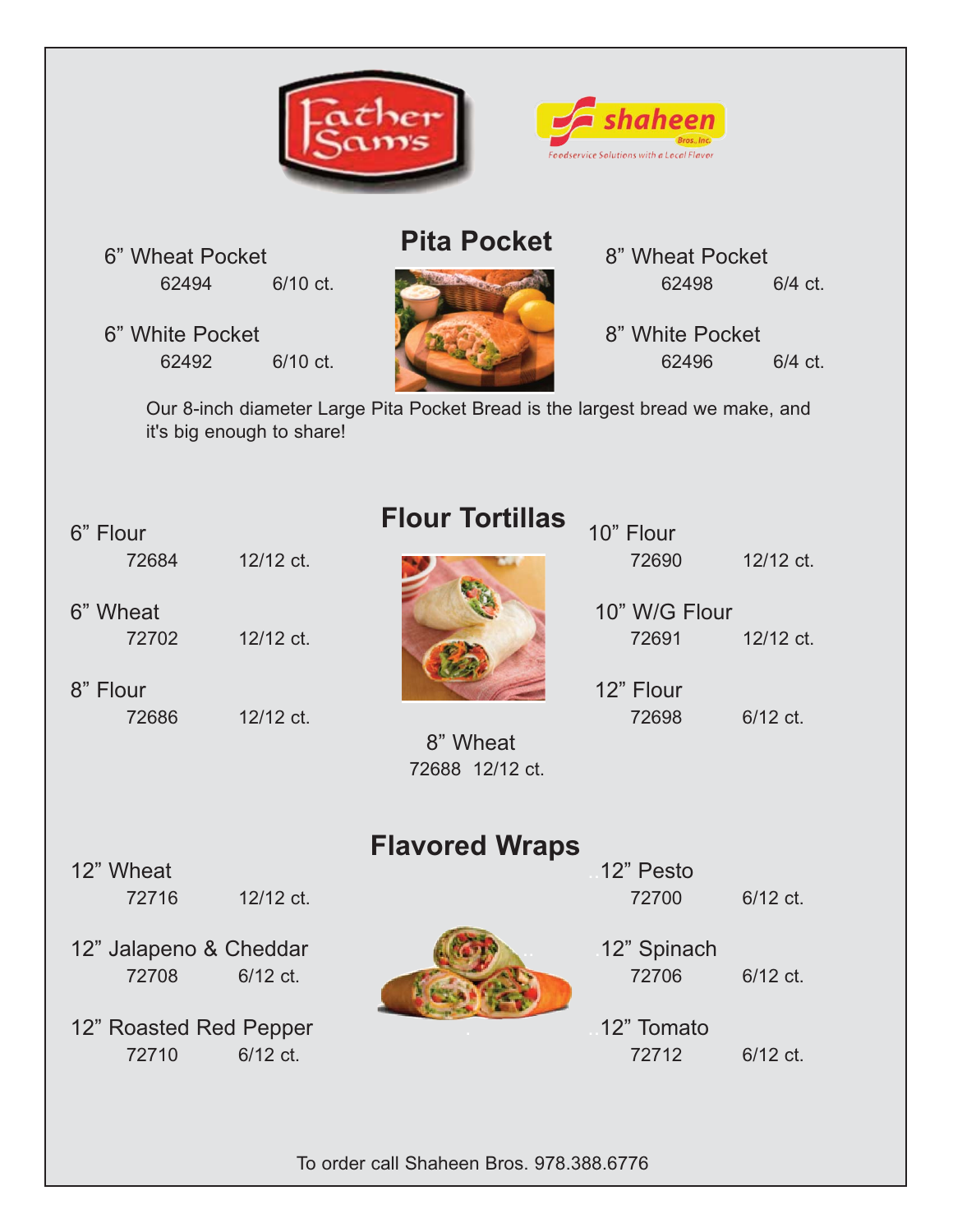## Pita Pocket

6” Wheat Pocket
62494 6/10 ct.

6” White Pocket
62492 6/10 ct.

8” Wheat Pocket
62498 6/4 ct.

8” White Pocket
62496 6/4 ct.

Our 8-inch diameter Large Pita Pocket Bread is the largest bread we make, and it's big enough to share!

## Flour Tortillas

6” Flour
72684 12/12 ct.

6” Wheat
72702 12/12 ct.

8” Flour
72686 12/12 ct.

8” Wheat
72688 12/12 ct.

10” Flour
72690 12/12 ct.

10” W/G Flour
72691 12/12 ct.

12” Flour
72698 6/12 ct.

## Flavored Wraps

12” Wheat
72716 12/12 ct.

12” Jalapeno & Cheddar
72708 6/12 ct.

12” Roasted Red Pepper
72710 6/12 ct.

12” Pesto
72700 6/12 ct.

12” Spinach
72706 6/12 ct.

12” Tomato
72712 6/12 ct.

To order call Shaheen Bros. 978.388.6776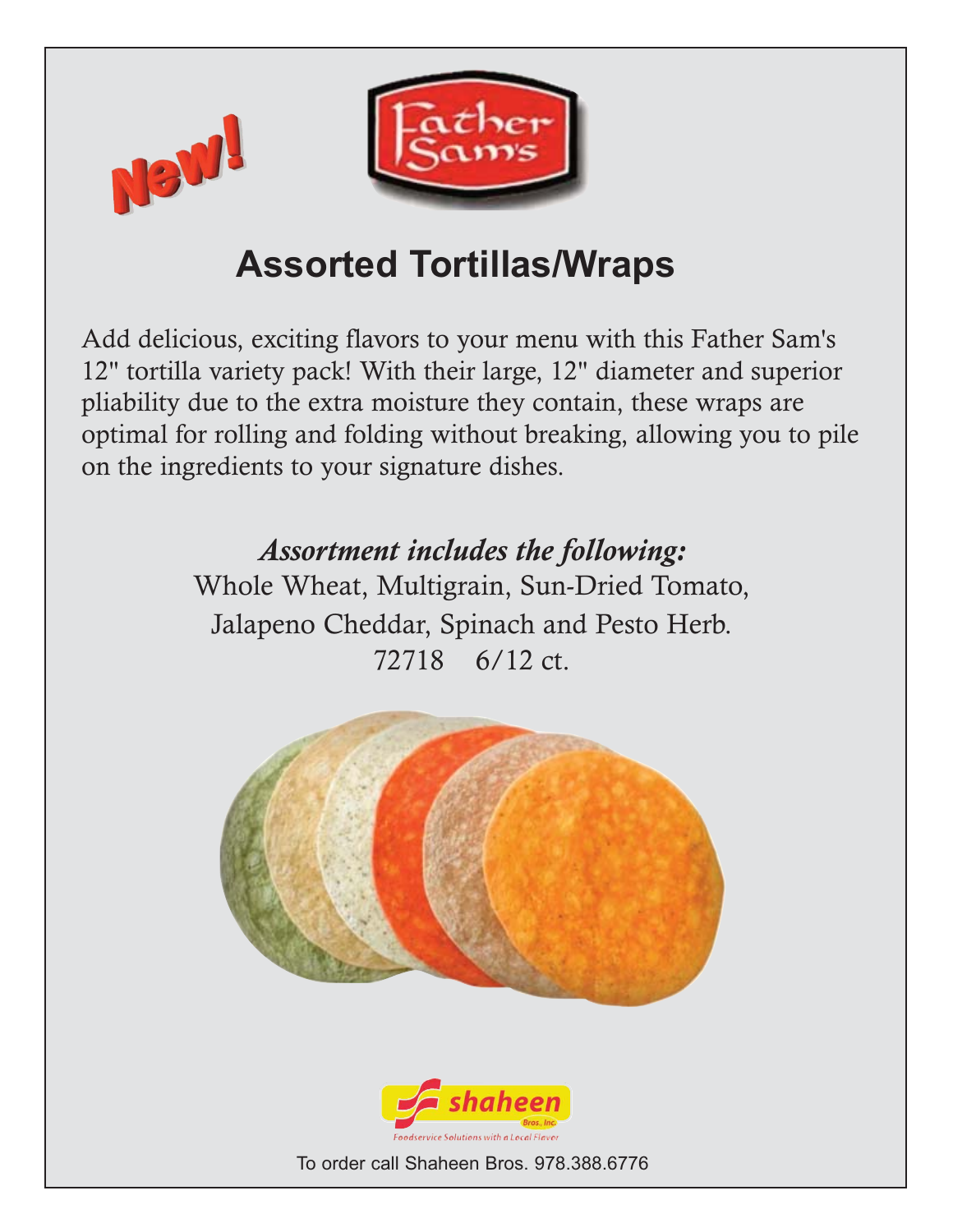New!

Father Sam's

# Assorted Tortillas/Wraps

Add delicious, exciting flavors to your menu with this Father Sam's 12" tortilla variety pack! With their large, 12" diameter and superior pliability due to the extra moisture they contain, these wraps are optimal for rolling and folding without breaking, allowing you to pile on the ingredients to your signature dishes.

*Assortment includes the following:*
Whole Wheat, Multigrain, Sun-Dried Tomato,
Jalapeno Cheddar, Spinach and Pesto Herb.
72718 6/12 ct.

shaheen Bros., Inc.
Foodservice Solutions with a Local Flavor

To order call Shaheen Bros. 978.388.6776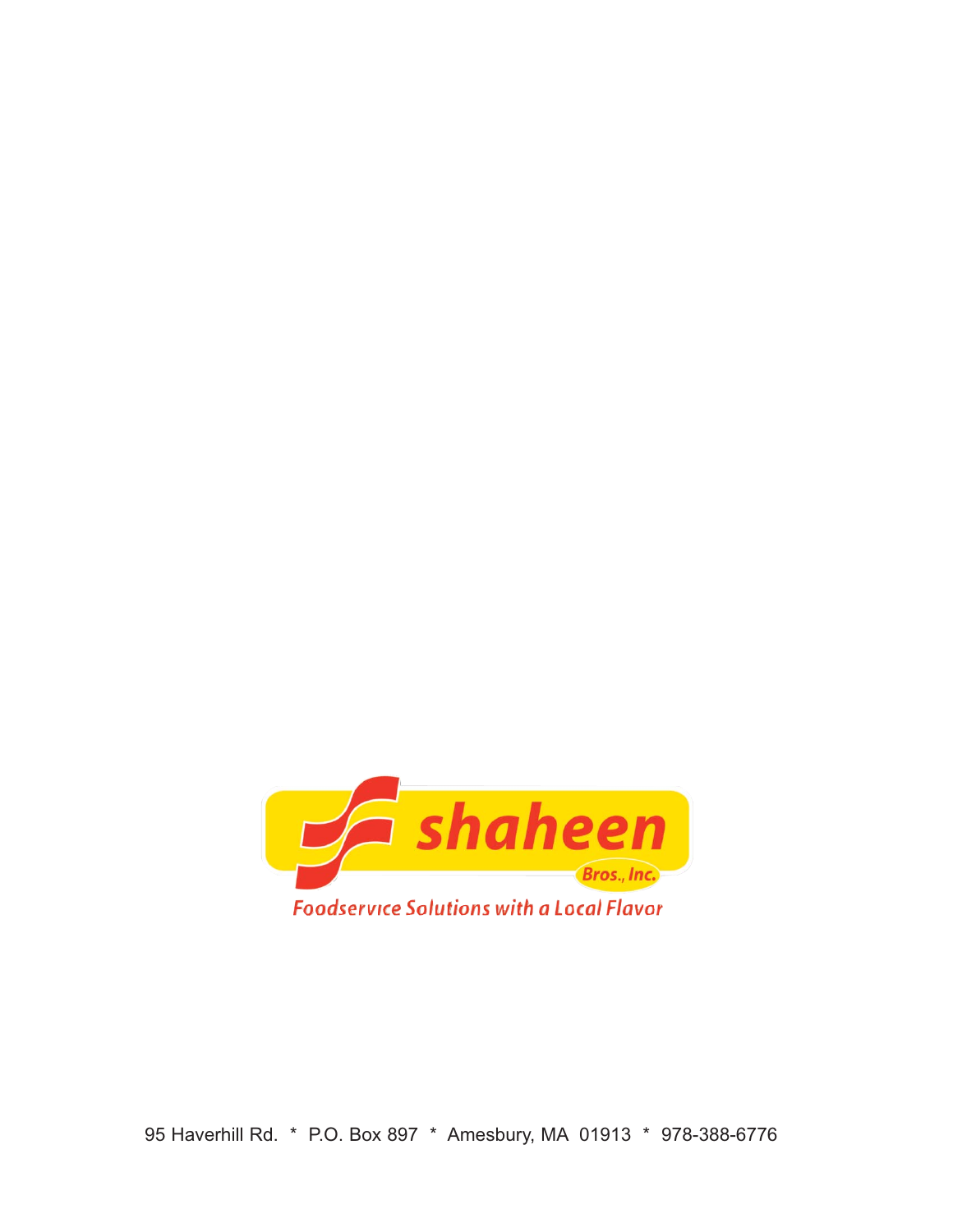shaheen

Bros., Inc.

*Foodservice Solutions with a Local Flavor*

95 Haverhill Rd. * P.O. Box 897 * Amesbury, MA 01913 * 978-388-6776